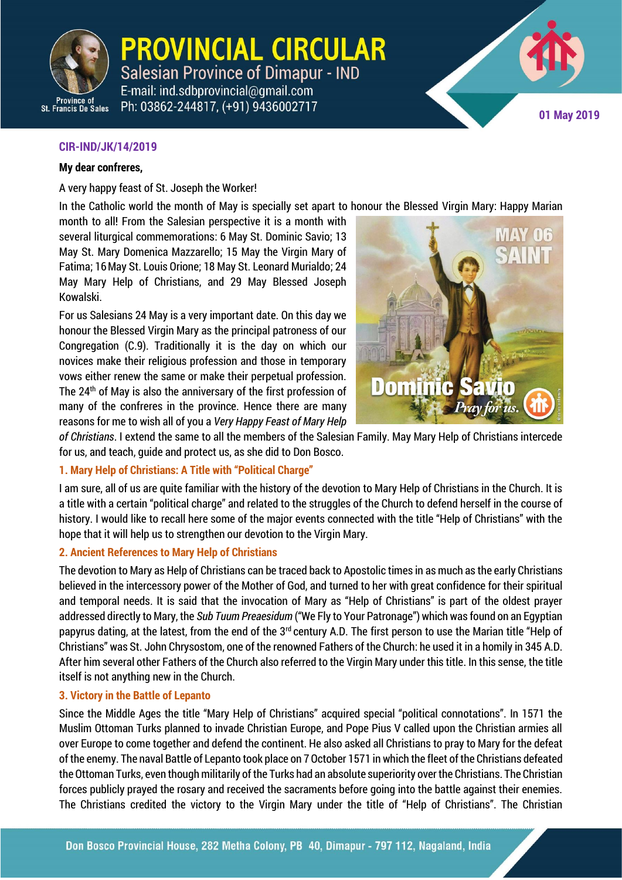# PROVINCIAL CIRCULAR

Salesian Province of Dimapur - IND
E-mail: ind.sdbprovincial@gmail.com
Ph: 03862-244817, (+91) 9436002717

Province of St. Francis De Sales

01 May 2019

**CIR-IND/JK/14/2019**

**My dear confreres,**

A very happy feast of St. Joseph the Worker!

In the Catholic world the month of May is specially set apart to honour the Blessed Virgin Mary: Happy Marian month to all! From the Salesian perspective it is a month with several liturgical commemorations: 6 May St. Dominic Savio; 13 May St. Mary Domenica Mazzarello; 15 May the Virgin Mary of Fatima; 16 May St. Louis Orione; 18 May St. Leonard Murialdo; 24 May Mary Help of Christians, and 29 May Blessed Joseph Kowalski.

For us Salesians 24 May is a very important date. On this day we honour the Blessed Virgin Mary as the principal patroness of our Congregation (C.9). Traditionally it is the day on which our novices make their religious profession and those in temporary vows either renew the same or make their perpetual profession. The 24th of May is also the anniversary of the first profession of many of the confreres in the province. Hence there are many reasons for me to wish all of you a *Very Happy Feast of Mary Help of Christians*. I extend the same to all the members of the Salesian Family. May Mary Help of Christians intercede for us, and teach, guide and protect us, as she did to Don Bosco.

MAY 06 SAINT
Dominic Savio
*Pray for us.*

## 1. Mary Help of Christians: A Title with "Political Charge"

I am sure, all of us are quite familiar with the history of the devotion to Mary Help of Christians in the Church. It is a title with a certain "political charge" and related to the struggles of the Church to defend herself in the course of history. I would like to recall here some of the major events connected with the title "Help of Christians" with the hope that it will help us to strengthen our devotion to the Virgin Mary.

## 2. Ancient References to Mary Help of Christians

The devotion to Mary as Help of Christians can be traced back to Apostolic times in as much as the early Christians believed in the intercessory power of the Mother of God, and turned to her with great confidence for their spiritual and temporal needs. It is said that the invocation of Mary as "Help of Christians" is part of the oldest prayer addressed directly to Mary, the *Sub Tuum Preaesidum* ("We Fly to Your Patronage") which was found on an Egyptian papyrus dating, at the latest, from the end of the 3rd century A.D. The first person to use the Marian title "Help of Christians" was St. John Chrysostom, one of the renowned Fathers of the Church: he used it in a homily in 345 A.D. After him several other Fathers of the Church also referred to the Virgin Mary under this title. In this sense, the title itself is not anything new in the Church.

## 3. Victory in the Battle of Lepanto

Since the Middle Ages the title "Mary Help of Christians" acquired special "political connotations". In 1571 the Muslim Ottoman Turks planned to invade Christian Europe, and Pope Pius V called upon the Christian armies all over Europe to come together and defend the continent. He also asked all Christians to pray to Mary for the defeat of the enemy. The naval Battle of Lepanto took place on 7 October 1571 in which the fleet of the Christians defeated the Ottoman Turks, even though militarily of the Turks had an absolute superiority over the Christians. The Christian forces publicly prayed the rosary and received the sacraments before going into the battle against their enemies. The Christians credited the victory to the Virgin Mary under the title of "Help of Christians". The Christian

Don Bosco Provincial House, 282 Metha Colony, PB 40, Dimapur - 797 112, Nagaland, India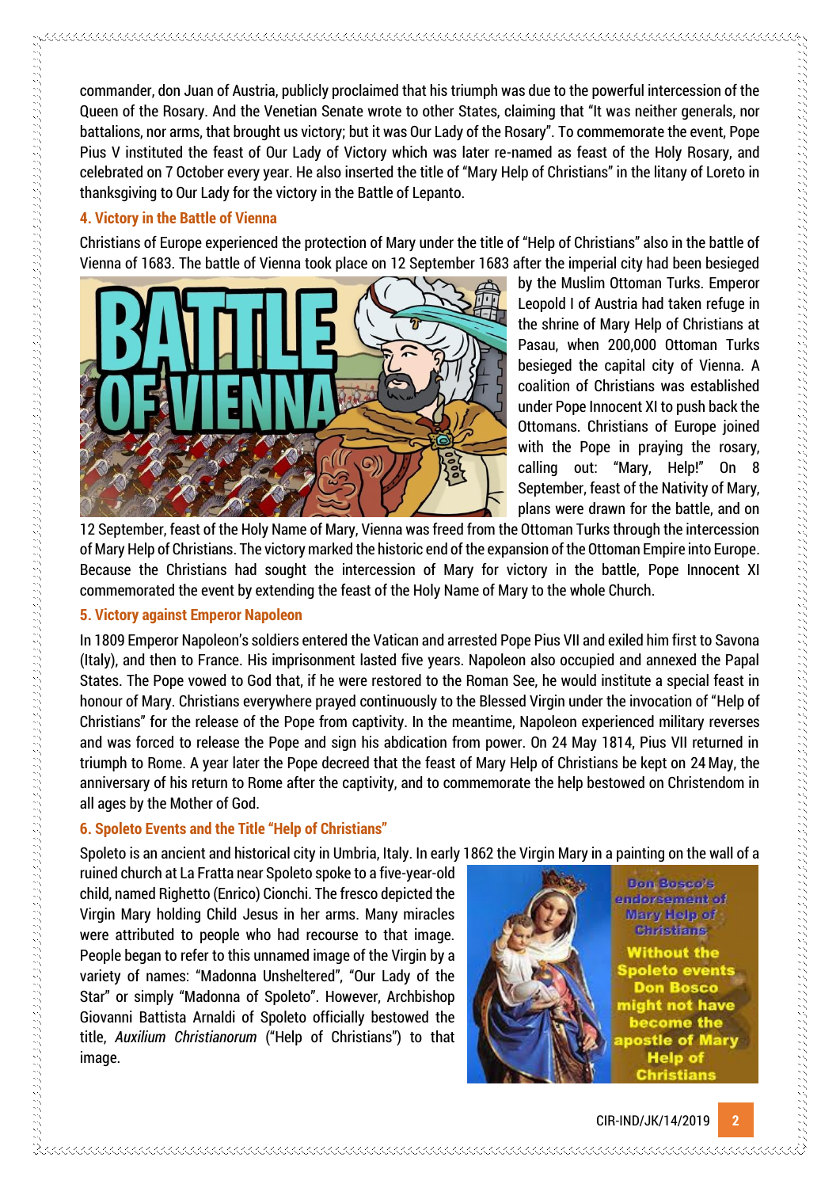commander, don Juan of Austria, publicly proclaimed that his triumph was due to the powerful intercession of the Queen of the Rosary. And the Venetian Senate wrote to other States, claiming that "It was neither generals, nor battalions, nor arms, that brought us victory; but it was Our Lady of the Rosary". To commemorate the event, Pope Pius V instituted the feast of Our Lady of Victory which was later re-named as feast of the Holy Rosary, and celebrated on 7 October every year. He also inserted the title of "Mary Help of Christians" in the litany of Loreto in thanksgiving to Our Lady for the victory in the Battle of Lepanto.

### 4. Victory in the Battle of Vienna

Christians of Europe experienced the protection of Mary under the title of "Help of Christians" also in the battle of Vienna of 1683. The battle of Vienna took place on 12 September 1683 after the imperial city had been besieged by the Muslim Ottoman Turks. Emperor Leopold I of Austria had taken refuge in the shrine of Mary Help of Christians at Pasau, when 200,000 Ottoman Turks besieged the capital city of Vienna. A coalition of Christians was established under Pope Innocent XI to push back the Ottomans. Christians of Europe joined with the Pope in praying the rosary, calling out: "Mary, Help!" On 8 September, feast of the Nativity of Mary, plans were drawn for the battle, and on 12 September, feast of the Holy Name of Mary, Vienna was freed from the Ottoman Turks through the intercession of Mary Help of Christians. The victory marked the historic end of the expansion of the Ottoman Empire into Europe. Because the Christians had sought the intercession of Mary for victory in the battle, Pope Innocent XI commemorated the event by extending the feast of the Holy Name of Mary to the whole Church.

### 5. Victory against Emperor Napoleon

In 1809 Emperor Napoleon's soldiers entered the Vatican and arrested Pope Pius VII and exiled him first to Savona (Italy), and then to France. His imprisonment lasted five years. Napoleon also occupied and annexed the Papal States. The Pope vowed to God that, if he were restored to the Roman See, he would institute a special feast in honour of Mary. Christians everywhere prayed continuously to the Blessed Virgin under the invocation of "Help of Christians" for the release of the Pope from captivity. In the meantime, Napoleon experienced military reverses and was forced to release the Pope and sign his abdication from power. On 24 May 1814, Pius VII returned in triumph to Rome. A year later the Pope decreed that the feast of Mary Help of Christians be kept on 24 May, the anniversary of his return to Rome after the captivity, and to commemorate the help bestowed on Christendom in all ages by the Mother of God.

### 6. Spoleto Events and the Title "Help of Christians"

Spoleto is an ancient and historical city in Umbria, Italy. In early 1862 the Virgin Mary in a painting on the wall of a ruined church at La Fratta near Spoleto spoke to a five-year-old child, named Righetto (Enrico) Cionchi. The fresco depicted the Virgin Mary holding Child Jesus in her arms. Many miracles were attributed to people who had recourse to that image. People began to refer to this unnamed image of the Virgin by a variety of names: "Madonna Unsheltered", "Our Lady of the Star" or simply "Madonna of Spoleto". However, Archbishop Giovanni Battista Arnaldi of Spoleto officially bestowed the title, *Auxilium Christianorum* ("Help of Christians") to that image.

Don Bosco's endorsement of Mary Help of Christians

Without the Spoleto events Don Bosco might not have become the apostle of Mary Help of Christians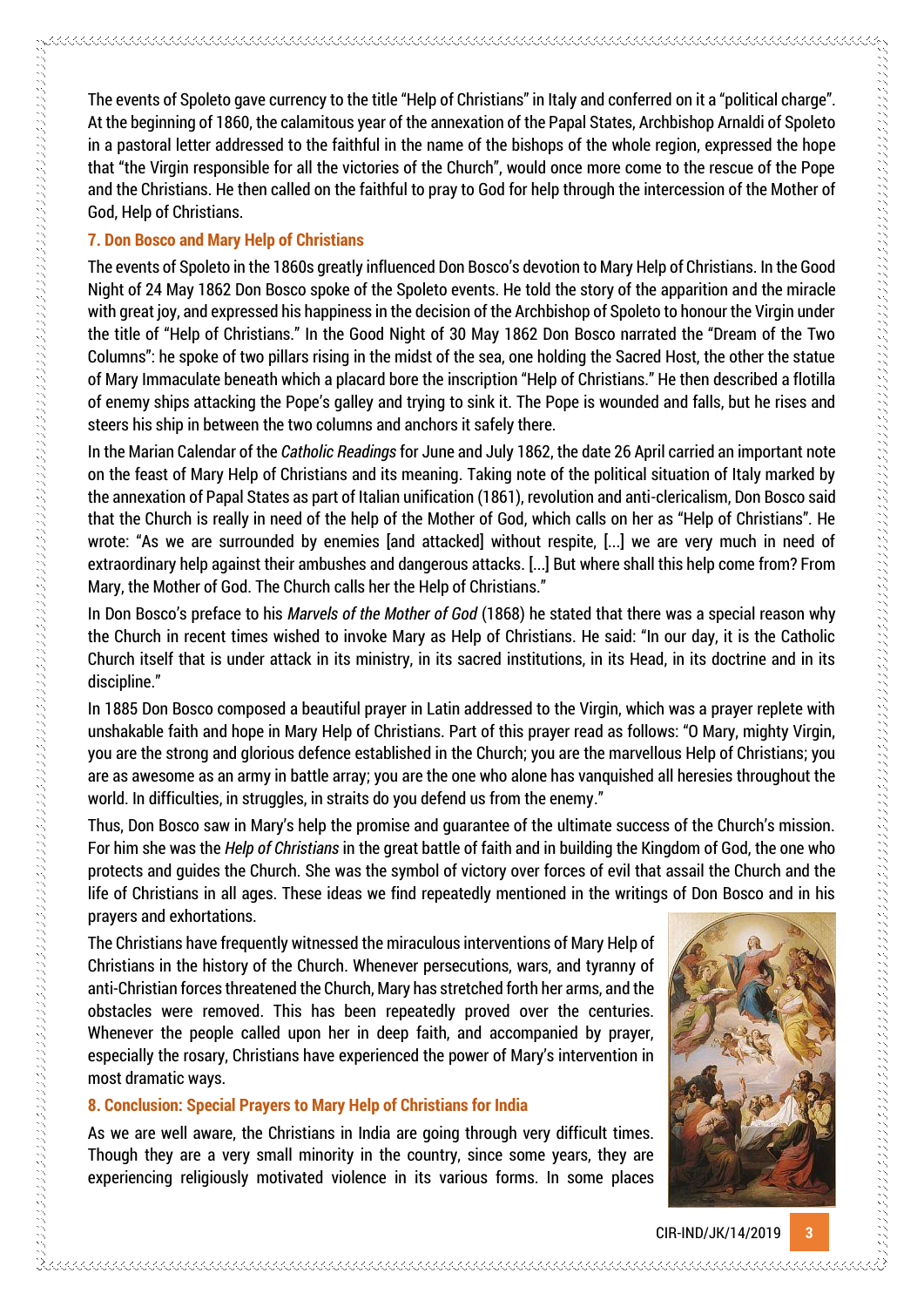The events of Spoleto gave currency to the title "Help of Christians" in Italy and conferred on it a "political charge". At the beginning of 1860, the calamitous year of the annexation of the Papal States, Archbishop Arnaldi of Spoleto in a pastoral letter addressed to the faithful in the name of the bishops of the whole region, expressed the hope that "the Virgin responsible for all the victories of the Church", would once more come to the rescue of the Pope and the Christians. He then called on the faithful to pray to God for help through the intercession of the Mother of God, Help of Christians.

## 7. Don Bosco and Mary Help of Christians

The events of Spoleto in the 1860s greatly influenced Don Bosco's devotion to Mary Help of Christians. In the Good Night of 24 May 1862 Don Bosco spoke of the Spoleto events. He told the story of the apparition and the miracle with great joy, and expressed his happiness in the decision of the Archbishop of Spoleto to honour the Virgin under the title of "Help of Christians." In the Good Night of 30 May 1862 Don Bosco narrated the "Dream of the Two Columns": he spoke of two pillars rising in the midst of the sea, one holding the Sacred Host, the other the statue of Mary Immaculate beneath which a placard bore the inscription "Help of Christians." He then described a flotilla of enemy ships attacking the Pope's galley and trying to sink it. The Pope is wounded and falls, but he rises and steers his ship in between the two columns and anchors it safely there.

In the Marian Calendar of the *Catholic Readings* for June and July 1862, the date 26 April carried an important note on the feast of Mary Help of Christians and its meaning. Taking note of the political situation of Italy marked by the annexation of Papal States as part of Italian unification (1861), revolution and anti-clericalism, Don Bosco said that the Church is really in need of the help of the Mother of God, which calls on her as "Help of Christians". He wrote: "As we are surrounded by enemies [and attacked] without respite, [...] we are very much in need of extraordinary help against their ambushes and dangerous attacks. [...] But where shall this help come from? From Mary, the Mother of God. The Church calls her the Help of Christians."

In Don Bosco's preface to his *Marvels of the Mother of God* (1868) he stated that there was a special reason why the Church in recent times wished to invoke Mary as Help of Christians. He said: "In our day, it is the Catholic Church itself that is under attack in its ministry, in its sacred institutions, in its Head, in its doctrine and in its discipline."

In 1885 Don Bosco composed a beautiful prayer in Latin addressed to the Virgin, which was a prayer replete with unshakable faith and hope in Mary Help of Christians. Part of this prayer read as follows: "O Mary, mighty Virgin, you are the strong and glorious defence established in the Church; you are the marvellous Help of Christians; you are as awesome as an army in battle array; you are the one who alone has vanquished all heresies throughout the world. In difficulties, in struggles, in straits do you defend us from the enemy."

Thus, Don Bosco saw in Mary's help the promise and guarantee of the ultimate success of the Church's mission. For him she was the *Help of Christians* in the great battle of faith and in building the Kingdom of God, the one who protects and guides the Church. She was the symbol of victory over forces of evil that assail the Church and the life of Christians in all ages. These ideas we find repeatedly mentioned in the writings of Don Bosco and in his prayers and exhortations.

The Christians have frequently witnessed the miraculous interventions of Mary Help of Christians in the history of the Church. Whenever persecutions, wars, and tyranny of anti-Christian forces threatened the Church, Mary has stretched forth her arms, and the obstacles were removed. This has been repeatedly proved over the centuries. Whenever the people called upon her in deep faith, and accompanied by prayer, especially the rosary, Christians have experienced the power of Mary's intervention in most dramatic ways.

## 8. Conclusion: Special Prayers to Mary Help of Christians for India

As we are well aware, the Christians in India are going through very difficult times. Though they are a very small minority in the country, since some years, they are experiencing religiously motivated violence in its various forms. In some places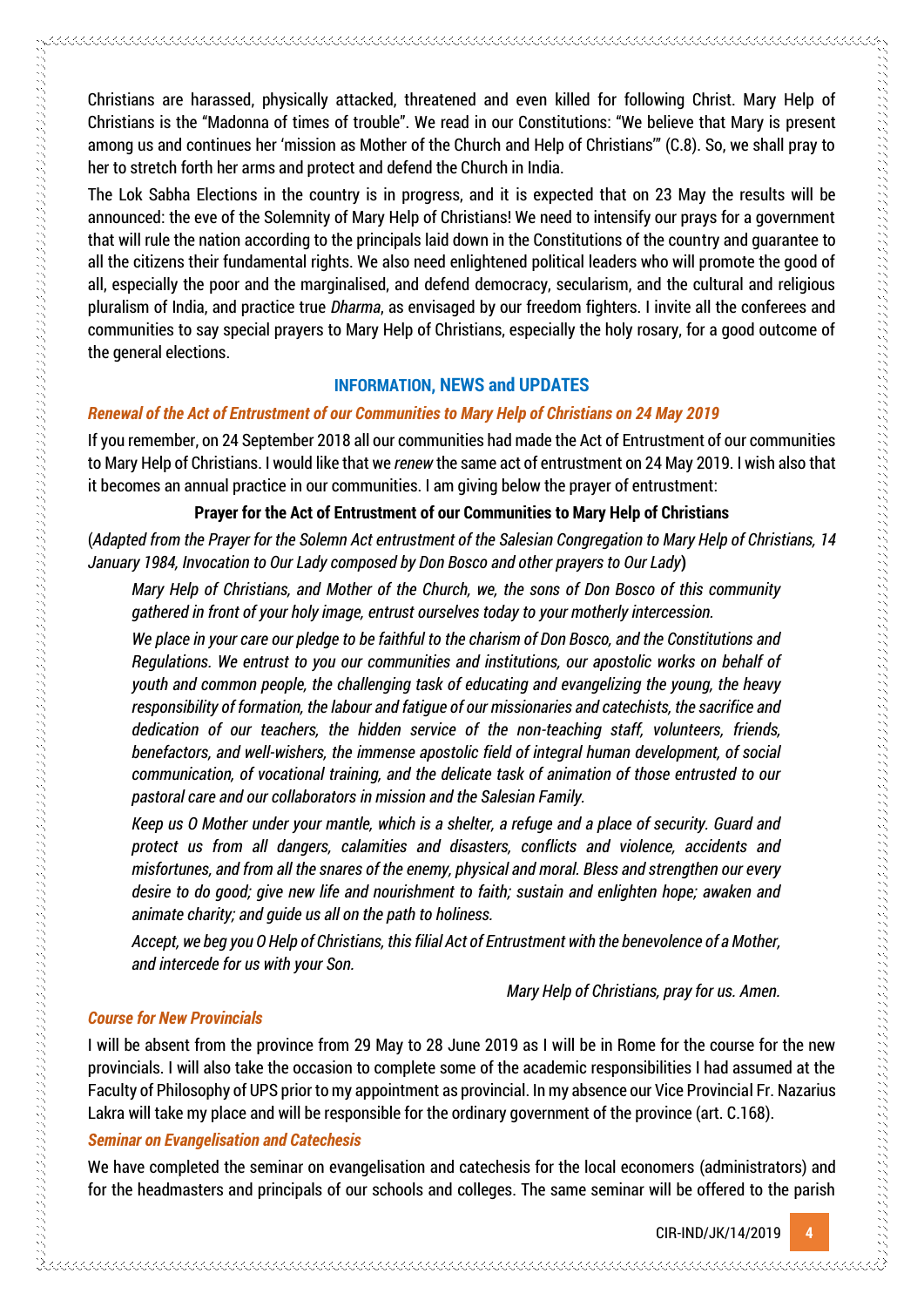Christians are harassed, physically attacked, threatened and even killed for following Christ. Mary Help of Christians is the "Madonna of times of trouble". We read in our Constitutions: "We believe that Mary is present among us and continues her 'mission as Mother of the Church and Help of Christians'" (C.8). So, we shall pray to her to stretch forth her arms and protect and defend the Church in India.

The Lok Sabha Elections in the country is in progress, and it is expected that on 23 May the results will be announced: the eve of the Solemnity of Mary Help of Christians! We need to intensify our prays for a government that will rule the nation according to the principals laid down in the Constitutions of the country and guarantee to all the citizens their fundamental rights. We also need enlightened political leaders who will promote the good of all, especially the poor and the marginalised, and defend democracy, secularism, and the cultural and religious pluralism of India, and practice true *Dharma*, as envisaged by our freedom fighters. I invite all the conferees and communities to say special prayers to Mary Help of Christians, especially the holy rosary, for a good outcome of the general elections.

## INFORMATION, NEWS and UPDATES

### *Renewal of the Act of Entrustment of our Communities to Mary Help of Christians on 24 May 2019*

If you remember, on 24 September 2018 all our communities had made the Act of Entrustment of our communities to Mary Help of Christians. I would like that we *renew* the same act of entrustment on 24 May 2019. I wish also that it becomes an annual practice in our communities. I am giving below the prayer of entrustment:

**Prayer for the Act of Entrustment of our Communities to Mary Help of Christians**

(*Adapted from the Prayer for the Solemn Act entrustment of the Salesian Congregation to Mary Help of Christians, 14 January 1984, Invocation to Our Lady composed by Don Bosco and other prayers to Our Lady*)

> *Mary Help of Christians, and Mother of the Church, we, the sons of Don Bosco of this community gathered in front of your holy image, entrust ourselves today to your motherly intercession.*
>
> *We place in your care our pledge to be faithful to the charism of Don Bosco, and the Constitutions and Regulations. We entrust to you our communities and institutions, our apostolic works on behalf of youth and common people, the challenging task of educating and evangelizing the young, the heavy responsibility of formation, the labour and fatigue of our missionaries and catechists, the sacrifice and dedication of our teachers, the hidden service of the non-teaching staff, volunteers, friends, benefactors, and well-wishers, the immense apostolic field of integral human development, of social communication, of vocational training, and the delicate task of animation of those entrusted to our pastoral care and our collaborators in mission and the Salesian Family.*
>
> *Keep us O Mother under your mantle, which is a shelter, a refuge and a place of security. Guard and protect us from all dangers, calamities and disasters, conflicts and violence, accidents and misfortunes, and from all the snares of the enemy, physical and moral. Bless and strengthen our every desire to do good; give new life and nourishment to faith; sustain and enlighten hope; awaken and animate charity; and guide us all on the path to holiness.*
>
> *Accept, we beg you O Help of Christians, this filial Act of Entrustment with the benevolence of a Mother, and intercede for us with your Son.*
>
> *Mary Help of Christians, pray for us. Amen.*

### *Course for New Provincials*

I will be absent from the province from 29 May to 28 June 2019 as I will be in Rome for the course for the new provincials. I will also take the occasion to complete some of the academic responsibilities I had assumed at the Faculty of Philosophy of UPS prior to my appointment as provincial. In my absence our Vice Provincial Fr. Nazarius Lakra will take my place and will be responsible for the ordinary government of the province (art. C.168).

### *Seminar on Evangelisation and Catechesis*

We have completed the seminar on evangelisation and catechesis for the local economers (administrators) and for the headmasters and principals of our schools and colleges. The same seminar will be offered to the parish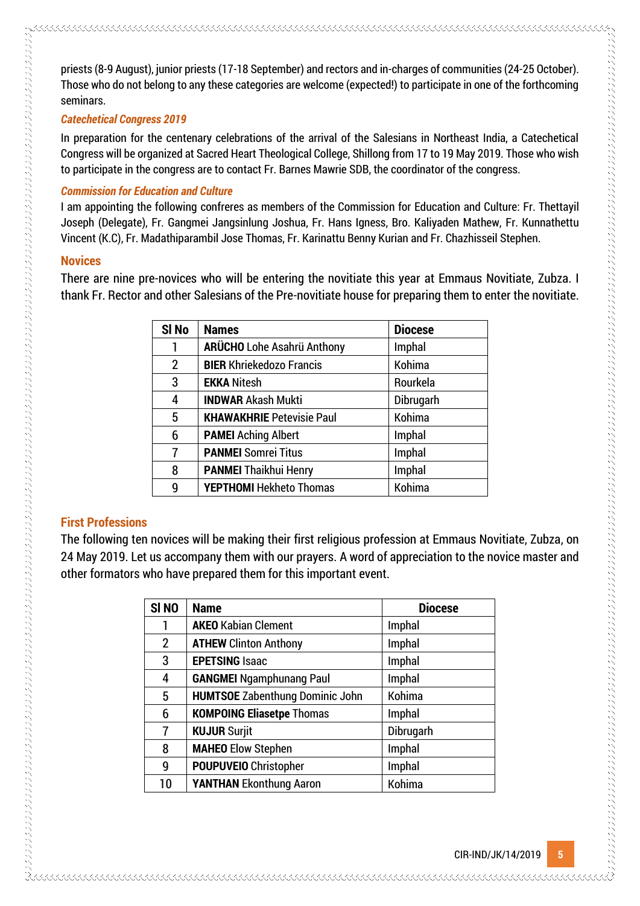priests (8-9 August), junior priests (17-18 September) and rectors and in-charges of communities (24-25 October). Those who do not belong to any these categories are welcome (expected!) to participate in one of the forthcoming seminars.

### *Catechetical Congress 2019*

In preparation for the centenary celebrations of the arrival of the Salesians in Northeast India, a Catechetical Congress will be organized at Sacred Heart Theological College, Shillong from 17 to 19 May 2019. Those who wish to participate in the congress are to contact Fr. Barnes Mawrie SDB, the coordinator of the congress.

### *Commission for Education and Culture*

I am appointing the following confreres as members of the Commission for Education and Culture: Fr. Thettayil Joseph (Delegate), Fr. Gangmei Jangsinlung Joshua, Fr. Hans Igness, Bro. Kaliyaden Mathew, Fr. Kunnathettu Vincent (K.C), Fr. Madathiparambil Jose Thomas, Fr. Karinattu Benny Kurian and Fr. Chazhisseil Stephen.

## Novices

There are nine pre-novices who will be entering the novitiate this year at Emmaus Novitiate, Zubza. I thank Fr. Rector and other Salesians of the Pre-novitiate house for preparing them to enter the novitiate.

| Sl No | Names | Diocese |
|---|---|---|
| 1 | **ARÜCHO** Lohe Asahrü Anthony | Imphal |
| 2 | **BIER** Khriekedozo Francis | Kohima |
| 3 | **EKKA** Nitesh | Rourkela |
| 4 | **INDWAR** Akash Mukti | Dibrugarh |
| 5 | **KHAWAKHRIE** Petevisie Paul | Kohima |
| 6 | **PAMEI** Aching Albert | Imphal |
| 7 | **PANMEI** Somrei Titus | Imphal |
| 8 | **PANMEI** Thaikhui Henry | Imphal |
| 9 | **YEPTHOMI** Hekheto Thomas | Kohima |

## First Professions

The following ten novices will be making their first religious profession at Emmaus Novitiate, Zubza, on 24 May 2019. Let us accompany them with our prayers. A word of appreciation to the novice master and other formators who have prepared them for this important event.

| Sl NO | Name | Diocese |
|---|---|---|
| 1 | **AKEO** Kabian Clement | Imphal |
| 2 | **ATHEW** Clinton Anthony | Imphal |
| 3 | **EPETSING** Isaac | Imphal |
| 4 | **GANGMEI** Ngamphunang Paul | Imphal |
| 5 | **HUMTSOE** Zabenthung Dominic John | Kohima |
| 6 | **KOMPOING Eliasetpe** Thomas | Imphal |
| 7 | **KUJUR** Surjit | Dibrugarh |
| 8 | **MAHEO** Elow Stephen | Imphal |
| 9 | **POUPUVEIO** Christopher | Imphal |
| 10 | **YANTHAN** Ekonthung Aaron | Kohima |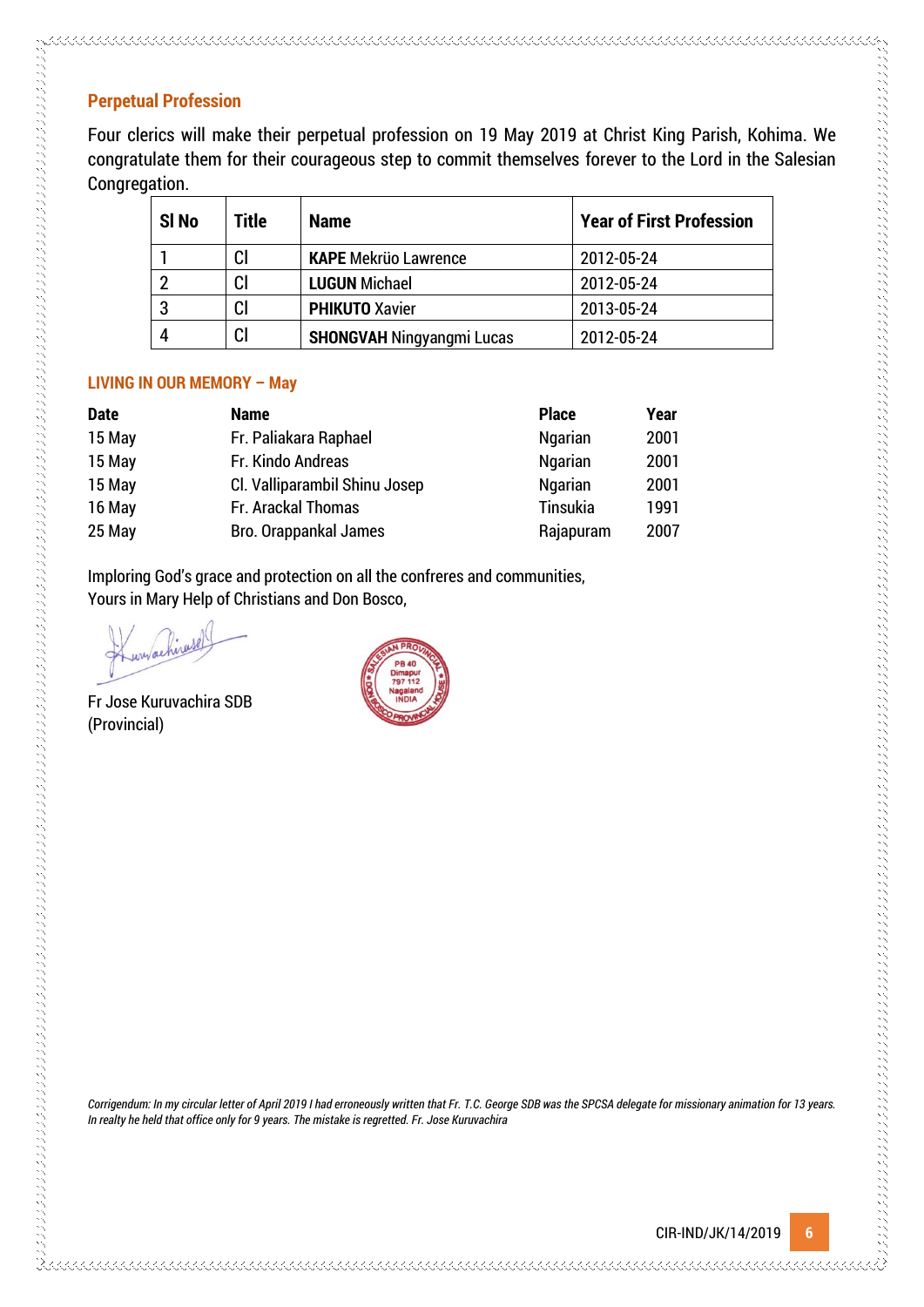## Perpetual Profession

Four clerics will make their perpetual profession on 19 May 2019 at Christ King Parish, Kohima. We congratulate them for their courageous step to commit themselves forever to the Lord in the Salesian Congregation.

| Sl No | Title | Name | Year of First Profession |
|---|---|---|---|
| 1 | Cl | **KAPE** Mekrüo Lawrence | 2012-05-24 |
| 2 | Cl | **LUGUN** Michael | 2012-05-24 |
| 3 | Cl | **PHIKUTO** Xavier | 2013-05-24 |
| 4 | Cl | **SHONGVAH** Ningyangmi Lucas | 2012-05-24 |

### LIVING IN OUR MEMORY – May

| Date | Name | Place | Year |
|---|---|---|---|
| 15 May | Fr. Paliakara Raphael | Ngarian | 2001 |
| 15 May | Fr. Kindo Andreas | Ngarian | 2001 |
| 15 May | Cl. Valliparambil Shinu Josep | Ngarian | 2001 |
| 16 May | Fr. Arackal Thomas | Tinsukia | 1991 |
| 25 May | Bro. Orappankal James | Rajapuram | 2007 |

Imploring God's grace and protection on all the confreres and communities,
Yours in Mary Help of Christians and Don Bosco,

Fr Jose Kuruvachira SDB
(Provincial)

SALESIAN PROVINCIAL HOUSE, PB 40 Dimapur 797 112 Nagaland INDIA, DON BOSCO PROVINCIAL HOUSE

*Corrigendum: In my circular letter of April 2019 I had erroneously written that Fr. T.C. George SDB was the SPCSA delegate for missionary animation for 13 years. In realty he held that office only for 9 years. The mistake is regretted. Fr. Jose Kuruvachira*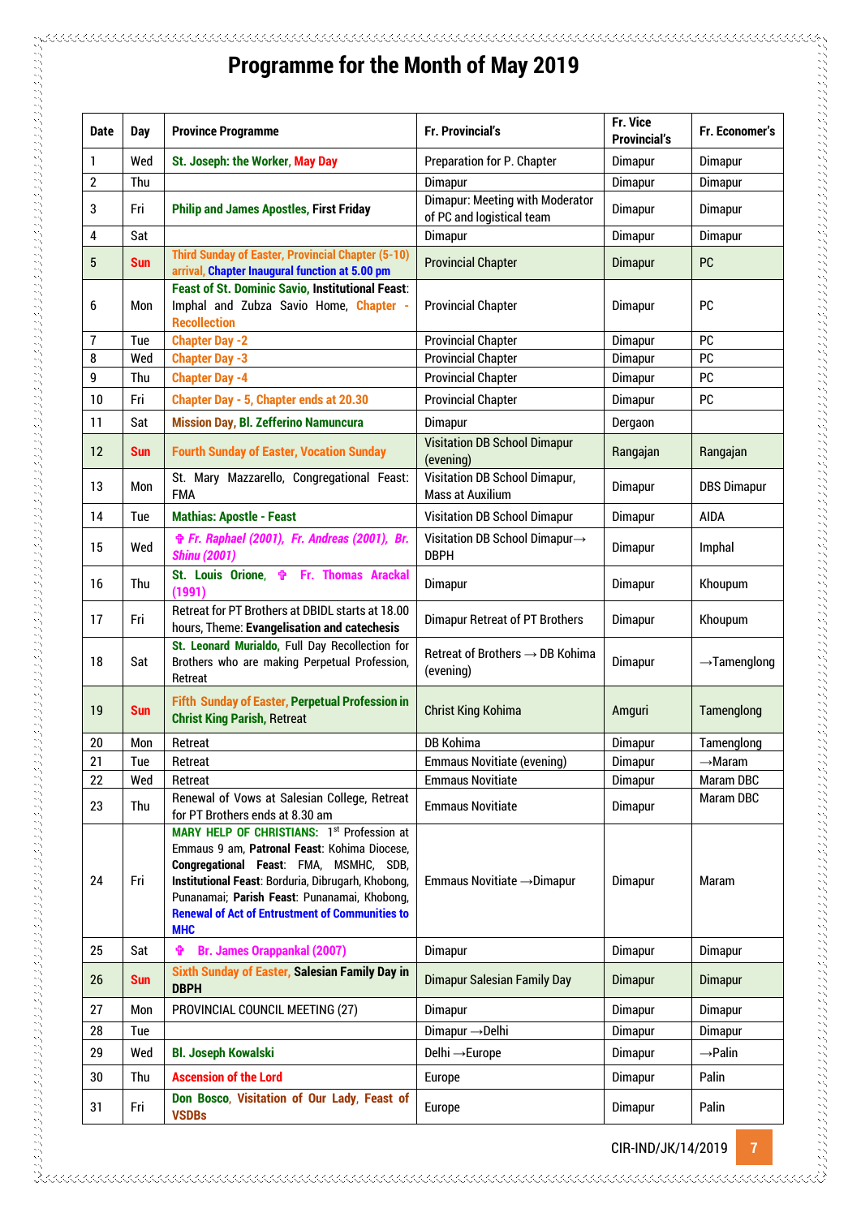# Programme for the Month of May 2019

| Date | Day | Province Programme | Fr. Provincial's | Fr. Vice Provincial's | Fr. Economer's |
|---|---|---|---|---|---|
| 1 | Wed | **St. Joseph: the Worker, May Day** | Preparation for P. Chapter | Dimapur | Dimapur |
| 2 | Thu | | Dimapur | Dimapur | Dimapur |
| 3 | Fri | **Philip and James Apostles, First Friday** | Dimapur: Meeting with Moderator of PC and logistical team | Dimapur | Dimapur |
| 4 | Sat | | Dimapur | Dimapur | Dimapur |
| 5 | **Sun** | **Third Sunday of Easter, Provincial Chapter (5-10) arrival, Chapter Inaugural function at 5.00 pm** | Provincial Chapter | Dimapur | PC |
| 6 | Mon | **Feast of St. Dominic Savio, Institutional Feast**: Imphal and Zubza Savio Home, **Chapter - Recollection** | Provincial Chapter | Dimapur | PC |
| 7 | Tue | **Chapter Day -2** | Provincial Chapter | Dimapur | PC |
| 8 | Wed | **Chapter Day -3** | Provincial Chapter | Dimapur | PC |
| 9 | Thu | **Chapter Day -4** | Provincial Chapter | Dimapur | PC |
| 10 | Fri | **Chapter Day - 5, Chapter ends at 20.30** | Provincial Chapter | Dimapur | PC |
| 11 | Sat | **Mission Day, Bl. Zefferino Namuncura** | Dimapur | Dergaon | |
| 12 | **Sun** | **Fourth Sunday of Easter, Vocation Sunday** | Visitation DB School Dimapur (evening) | Rangajan | Rangajan |
| 13 | Mon | St. Mary Mazzarello, Congregational Feast: FMA | Visitation DB School Dimapur, Mass at Auxilium | Dimapur | DBS Dimapur |
| 14 | Tue | **Mathias: Apostle - Feast** | Visitation DB School Dimapur | Dimapur | AIDA |
| 15 | Wed | ***✞ Fr. Raphael (2001), Fr. Andreas (2001), Br. Shinu (2001)*** | Visitation DB School Dimapur→ DBPH | Dimapur | Imphal |
| 16 | Thu | **St. Louis Orione, ✞ Fr. Thomas Arackal (1991)** | Dimapur | Dimapur | Khoupum |
| 17 | Fri | Retreat for PT Brothers at DBIDL starts at 18.00 hours, Theme: **Evangelisation and catechesis** | Dimapur Retreat of PT Brothers | Dimapur | Khoupum |
| 18 | Sat | **St. Leonard Murialdo,** Full Day Recollection for Brothers who are making Perpetual Profession, Retreat | Retreat of Brothers → DB Kohima (evening) | Dimapur | →Tamenglong |
| 19 | **Sun** | **Fifth Sunday of Easter, Perpetual Profession in Christ King Parish,** Retreat | Christ King Kohima | Amguri | Tamenglong |
| 20 | Mon | Retreat | DB Kohima | Dimapur | Tamenglong |
| 21 | Tue | Retreat | Emmaus Novitiate (evening) | Dimapur | →Maram |
| 22 | Wed | Retreat | Emmaus Novitiate | Dimapur | Maram DBC |
| 23 | Thu | Renewal of Vows at Salesian College, Retreat for PT Brothers ends at 8.30 am | Emmaus Novitiate | Dimapur | Maram DBC |
| 24 | Fri | **MARY HELP OF CHRISTIANS:** 1st Profession at Emmaus 9 am, **Patronal Feast**: Kohima Diocese, **Congregational Feast**: FMA, MSMHC, SDB, **Institutional Feast**: Borduria, Dibrugarh, Khobong, Punanamai; **Parish Feast**: Punanamai, Khobong, **Renewal of Act of Entrustment of Communities to MHC** | Emmaus Novitiate →Dimapur | Dimapur | Maram |
| 25 | Sat | **✞ Br. James Orappankal (2007)** | Dimapur | Dimapur | Dimapur |
| 26 | **Sun** | **Sixth Sunday of Easter, Salesian Family Day in DBPH** | Dimapur Salesian Family Day | Dimapur | Dimapur |
| 27 | Mon | PROVINCIAL COUNCIL MEETING (27) | Dimapur | Dimapur | Dimapur |
| 28 | Tue | | Dimapur →Delhi | Dimapur | Dimapur |
| 29 | Wed | **Bl. Joseph Kowalski** | Delhi →Europe | Dimapur | →Palin |
| 30 | Thu | **Ascension of the Lord** | Europe | Dimapur | Palin |
| 31 | Fri | **Don Bosco, Visitation of Our Lady, Feast of VSDBs** | Europe | Dimapur | Palin |

CIR-IND/JK/14/2019